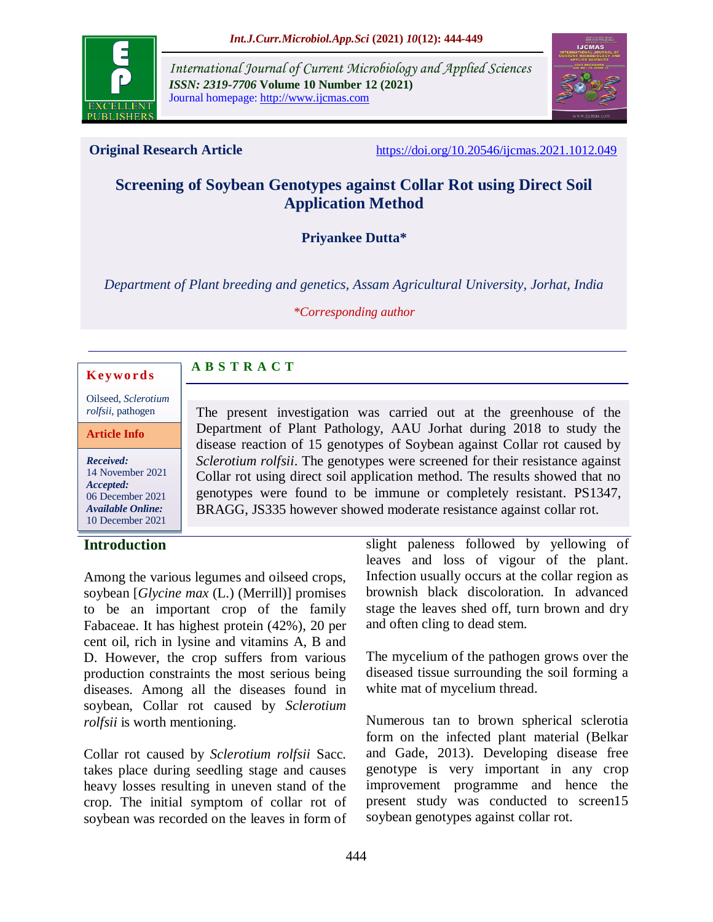Original Research Article

https://doi.org/10.20546/ijcmas.2021.1012.049

# Screening of Soybean Genotypes against Collar Rot using Direct Soil Application Method

**Priyankee Dutta***

*Department of Plant breeding and genetics, Assam Agricultural University, Jorhat, India*

*\*Corresponding author*

**Keywords**

Oilseed, *Sclerotium rolfsii*, pathogen

**Article Info**

***Received:*** 14 November 2021
***Accepted:*** 06 December 2021
***Available Online:*** 10 December 2021

## ABSTRACT

The present investigation was carried out at the greenhouse of the Department of Plant Pathology, AAU Jorhat during 2018 to study the disease reaction of 15 genotypes of Soybean against Collar rot caused by *Sclerotium rolfsii*. The genotypes were screened for their resistance against Collar rot using direct soil application method. The results showed that no genotypes were found to be immune or completely resistant. PS1347, BRAGG, JS335 however showed moderate resistance against collar rot.

## Introduction

Among the various legumes and oilseed crops, soybean [*Glycine max* (L.) (Merrill)] promises to be an important crop of the family Fabaceae. It has highest protein (42%), 20 per cent oil, rich in lysine and vitamins A, B and D. However, the crop suffers from various production constraints the most serious being diseases. Among all the diseases found in soybean, Collar rot caused by *Sclerotium rolfsii* is worth mentioning.

Collar rot caused by *Sclerotium rolfsii* Sacc. takes place during seedling stage and causes heavy losses resulting in uneven stand of the crop. The initial symptom of collar rot of soybean was recorded on the leaves in form of slight paleness followed by yellowing of leaves and loss of vigour of the plant. Infection usually occurs at the collar region as brownish black discoloration. In advanced stage the leaves shed off, turn brown and dry and often cling to dead stem.

The mycelium of the pathogen grows over the diseased tissue surrounding the soil forming a white mat of mycelium thread.

Numerous tan to brown spherical sclerotia form on the infected plant material (Belkar and Gade, 2013). Developing disease free genotype is very important in any crop improvement programme and hence the present study was conducted to screen15 soybean genotypes against collar rot.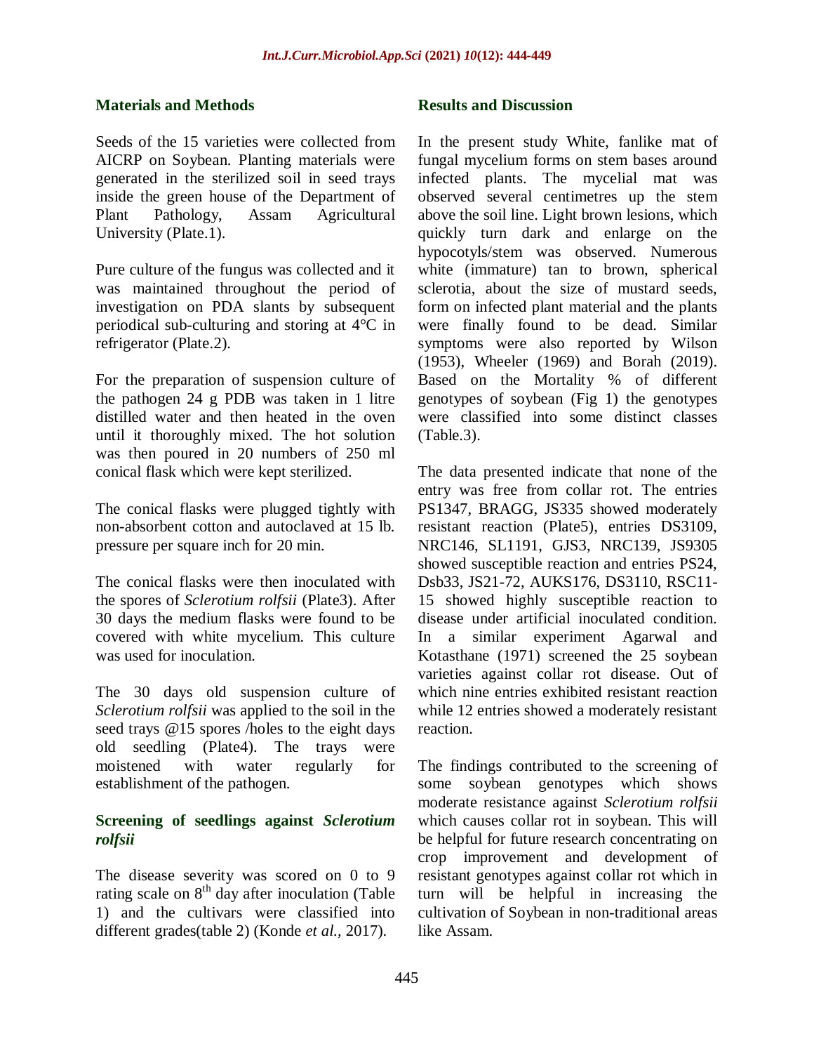## Materials and Methods

Seeds of the 15 varieties were collected from AICRP on Soybean. Planting materials were generated in the sterilized soil in seed trays inside the green house of the Department of Plant Pathology, Assam Agricultural University (Plate.1).

Pure culture of the fungus was collected and it was maintained throughout the period of investigation on PDA slants by subsequent periodical sub-culturing and storing at 4°C in refrigerator (Plate.2).

For the preparation of suspension culture of the pathogen 24 g PDB was taken in 1 litre distilled water and then heated in the oven until it thoroughly mixed. The hot solution was then poured in 20 numbers of 250 ml conical flask which were kept sterilized.

The conical flasks were plugged tightly with non-absorbent cotton and autoclaved at 15 lb. pressure per square inch for 20 min.

The conical flasks were then inoculated with the spores of *Sclerotium rolfsii* (Plate3). After 30 days the medium flasks were found to be covered with white mycelium. This culture was used for inoculation.

The 30 days old suspension culture of *Sclerotium rolfsii* was applied to the soil in the seed trays @15 spores /holes to the eight days old seedling (Plate4). The trays were moistened with water regularly for establishment of the pathogen.

### Screening of seedlings against *Sclerotium rolfsii*

The disease severity was scored on 0 to 9 rating scale on 8th day after inoculation (Table 1) and the cultivars were classified into different grades(table 2) (Konde *et al.,* 2017).

## Results and Discussion

In the present study White, fanlike mat of fungal mycelium forms on stem bases around infected plants. The mycelial mat was observed several centimetres up the stem above the soil line. Light brown lesions, which quickly turn dark and enlarge on the hypocotyls/stem was observed. Numerous white (immature) tan to brown, spherical sclerotia, about the size of mustard seeds, form on infected plant material and the plants were finally found to be dead. Similar symptoms were also reported by Wilson (1953), Wheeler (1969) and Borah (2019). Based on the Mortality % of different genotypes of soybean (Fig 1) the genotypes were classified into some distinct classes (Table.3).

The data presented indicate that none of the entry was free from collar rot. The entries PS1347, BRAGG, JS335 showed moderately resistant reaction (Plate5), entries DS3109, NRC146, SL1191, GJS3, NRC139, JS9305 showed susceptible reaction and entries PS24, Dsb33, JS21-72, AUKS176, DS3110, RSC11-15 showed highly susceptible reaction to disease under artificial inoculated condition. In a similar experiment Agarwal and Kotasthane (1971) screened the 25 soybean varieties against collar rot disease. Out of which nine entries exhibited resistant reaction while 12 entries showed a moderately resistant reaction.

The findings contributed to the screening of some soybean genotypes which shows moderate resistance against *Sclerotium rolfsii* which causes collar rot in soybean. This will be helpful for future research concentrating on crop improvement and development of resistant genotypes against collar rot which in turn will be helpful in increasing the cultivation of Soybean in non-traditional areas like Assam.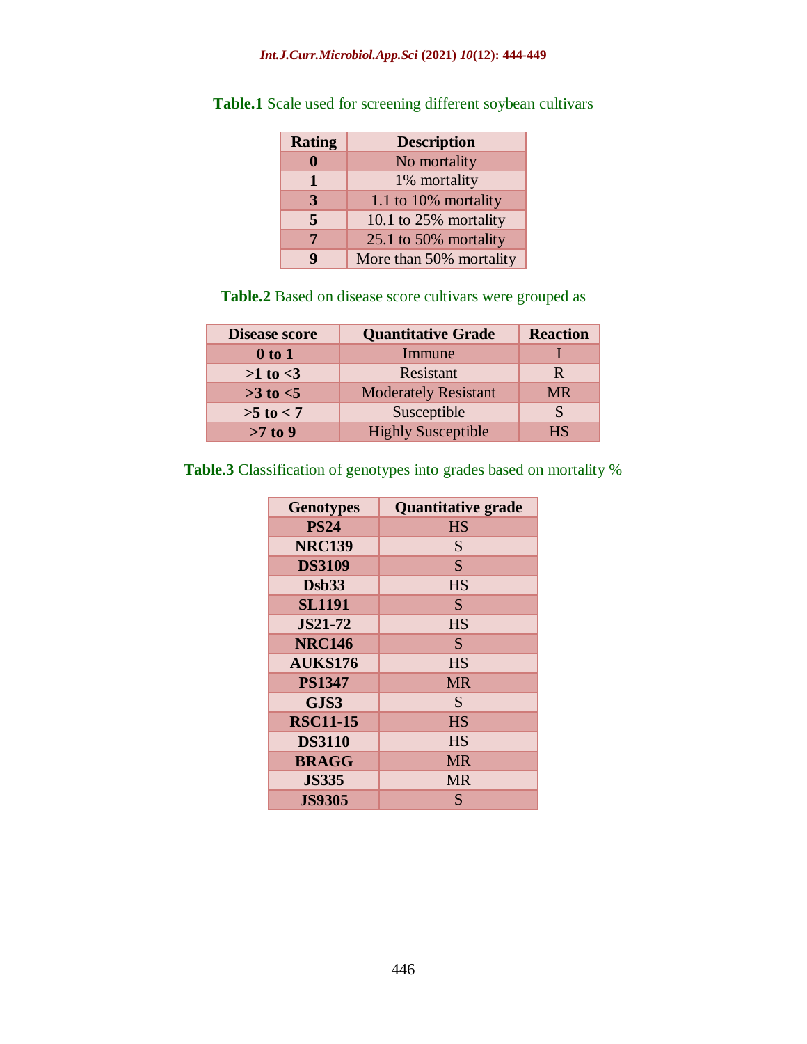**Table.1** Scale used for screening different soybean cultivars

| Rating | Description |
|---|---|
| **0** | No mortality |
| **1** | 1% mortality |
| **3** | 1.1 to 10% mortality |
| **5** | 10.1 to 25% mortality |
| **7** | 25.1 to 50% mortality |
| **9** | More than 50% mortality |

**Table.2** Based on disease score cultivars were grouped as

| Disease score | Quantitative Grade | Reaction |
|---|---|---|
| **0 to 1** | Immune | I |
| **>1 to <3** | Resistant | R |
| **>3 to <5** | Moderately Resistant | MR |
| **>5 to < 7** | Susceptible | S |
| **>7 to 9** | Highly Susceptible | HS |

**Table.3** Classification of genotypes into grades based on mortality %

| Genotypes | Quantitative grade |
|---|---|
| **PS24** | HS |
| **NRC139** | S |
| **DS3109** | S |
| **Dsb33** | HS |
| **SL1191** | S |
| **JS21-72** | HS |
| **NRC146** | S |
| **AUKS176** | HS |
| **PS1347** | MR |
| **GJS3** | S |
| **RSC11-15** | HS |
| **DS3110** | HS |
| **BRAGG** | MR |
| **JS335** | MR |
| **JS9305** | S |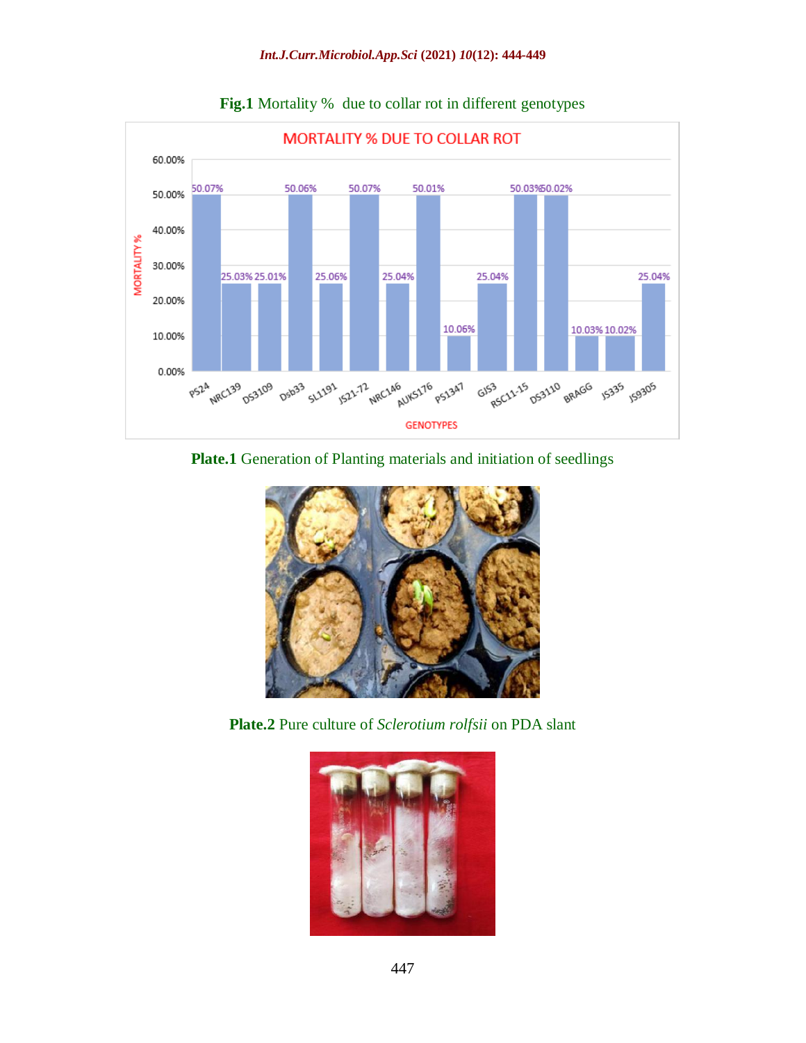**Fig.1** Mortality % due to collar rot in different genotypes

**Plate.1** Generation of Planting materials and initiation of seedlings

**Plate.2** Pure culture of *Sclerotium rolfsii* on PDA slant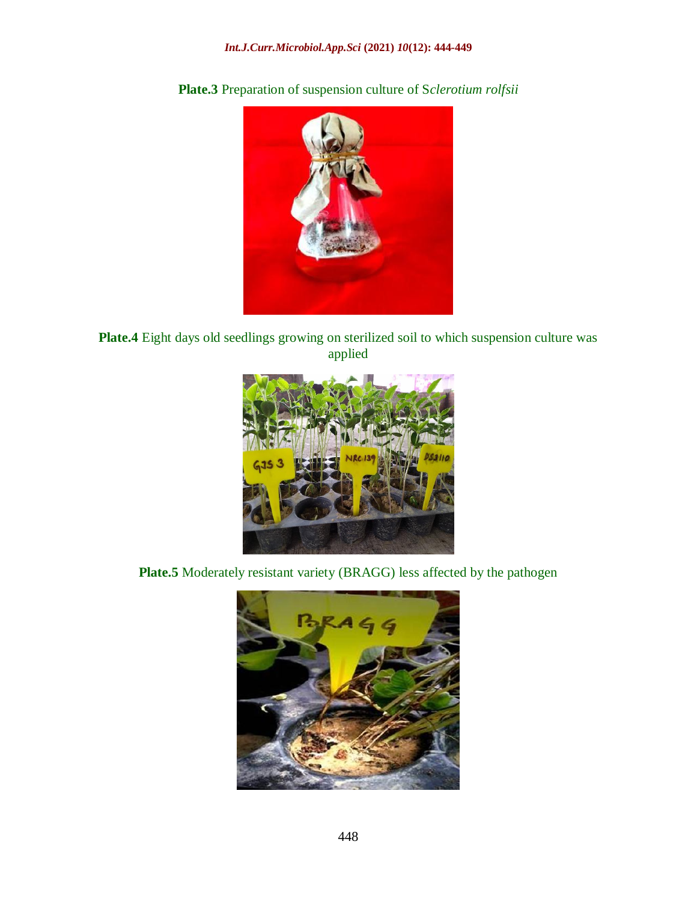**Plate.3** Preparation of suspension culture of S*clerotium rolfsii*

**Plate.4** Eight days old seedlings growing on sterilized soil to which suspension culture was applied

**Plate.5** Moderately resistant variety (BRAGG) less affected by the pathogen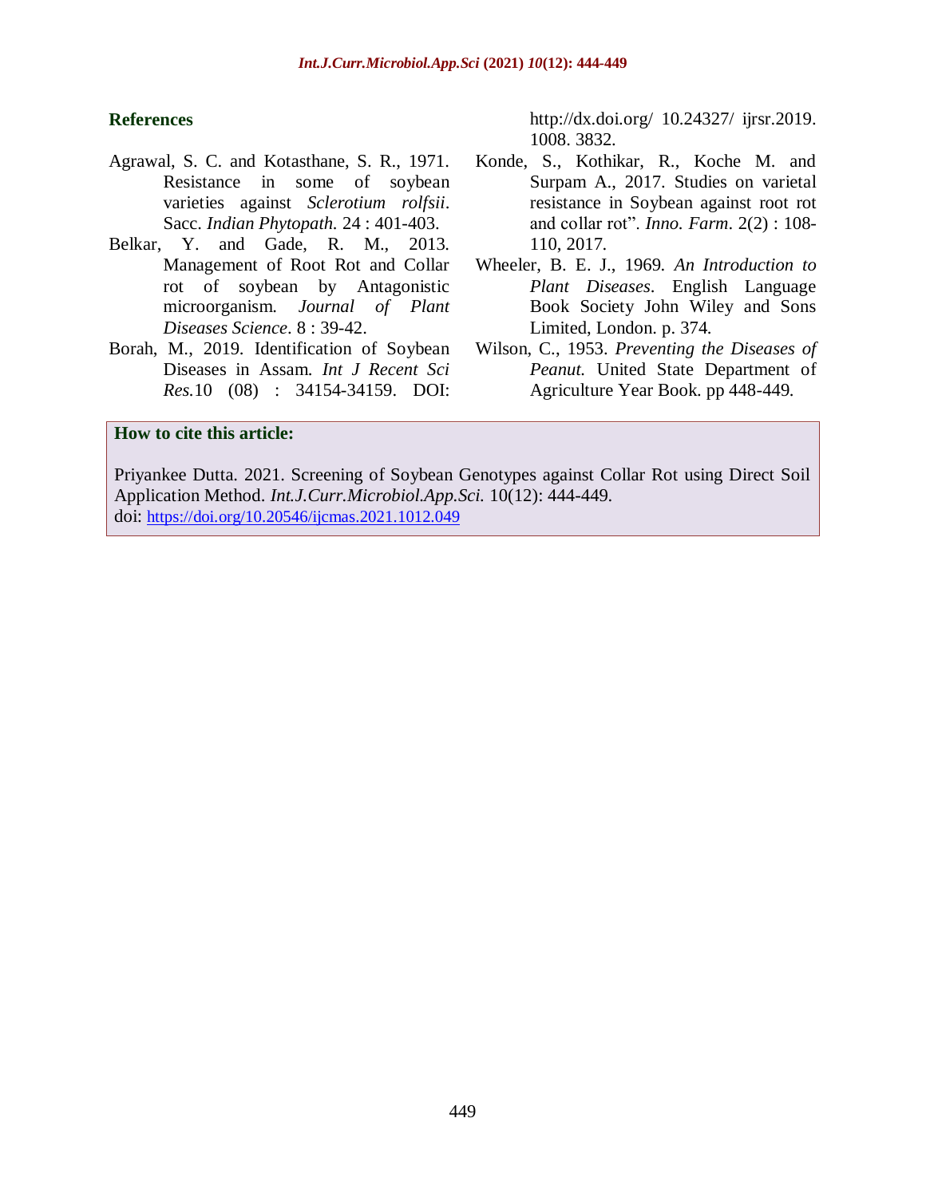## References

Agrawal, S. C. and Kotasthane, S. R., 1971. Resistance in some of soybean varieties against *Sclerotium rolfsii*. Sacc. *Indian Phytopath.* 24 : 401-403.

Belkar, Y. and Gade, R. M., 2013. Management of Root Rot and Collar rot of soybean by Antagonistic microorganism. *Journal of Plant Diseases Science*. 8 : 39-42.

Borah, M., 2019. Identification of Soybean Diseases in Assam. *Int J Recent Sci Res.*10 (08) : 34154-34159. DOI: http://dx.doi.org/ 10.24327/ ijrsr.2019. 1008. 3832.

Konde, S., Kothikar, R., Koche M. and Surpam A., 2017. Studies on varietal resistance in Soybean against root rot and collar rot". *Inno. Farm*. 2(2) : 108-110, 2017.

Wheeler, B. E. J., 1969. *An Introduction to Plant Diseases*. English Language Book Society John Wiley and Sons Limited, London. p. 374.

Wilson, C., 1953. *Preventing the Diseases of Peanut.* United State Department of Agriculture Year Book. pp 448-449.

**How to cite this article:**

Priyankee Dutta. 2021. Screening of Soybean Genotypes against Collar Rot using Direct Soil Application Method. *Int.J.Curr.Microbiol.App.Sci.* 10(12): 444-449.
doi: https://doi.org/10.20546/ijcmas.2021.1012.049